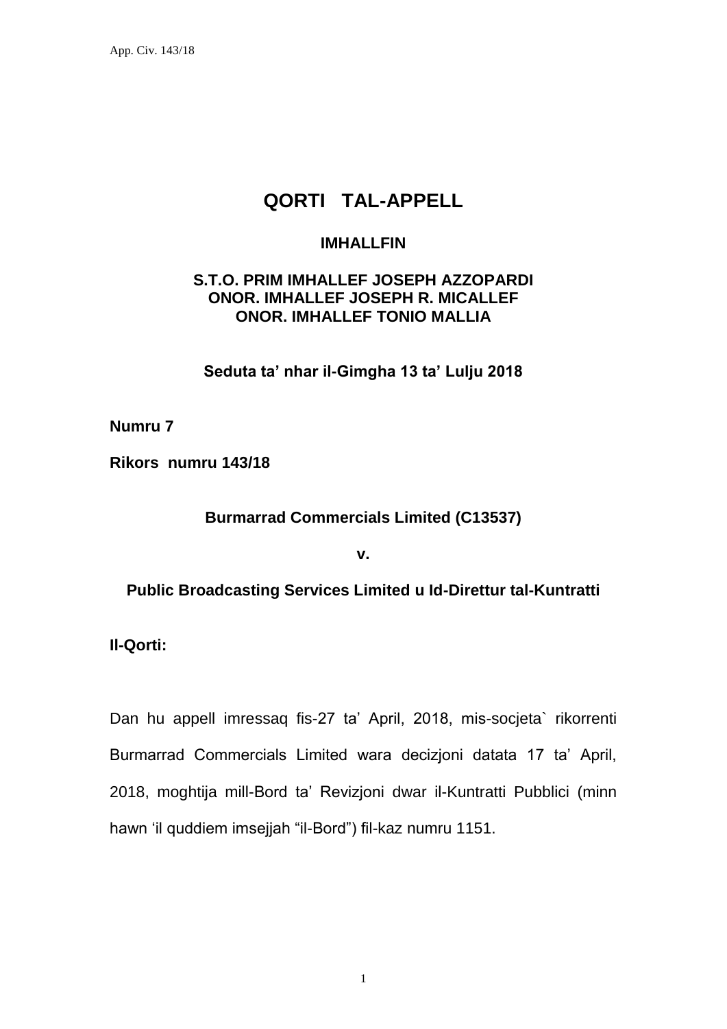# QORTI TAL-APPELL

**IMHALLFIN**

**S.T.O. PRIM IMHALLEF JOSEPH AZZOPARDI**
**ONOR. IMHALLEF JOSEPH R. MICALLEF**
**ONOR. IMHALLEF TONIO MALLIA**

**Seduta ta' nhar il-Gimgha 13 ta' Lulju 2018**

**Numru 7**

**Rikors numru 143/18**

**Burmarrad Commercials Limited (C13537)**

**v.**

**Public Broadcasting Services Limited u Id-Direttur tal-Kuntratti**

**Il-Qorti:**

Dan hu appell imressaq fis-27 ta' April, 2018, mis-socjeta` rikorrenti Burmarrad Commercials Limited wara decizjoni datata 17 ta' April, 2018, moghtija mill-Bord ta' Revizjoni dwar il-Kuntratti Pubblici (minn hawn 'il quddiem imsejjah "il-Bord") fil-kaz numru 1151.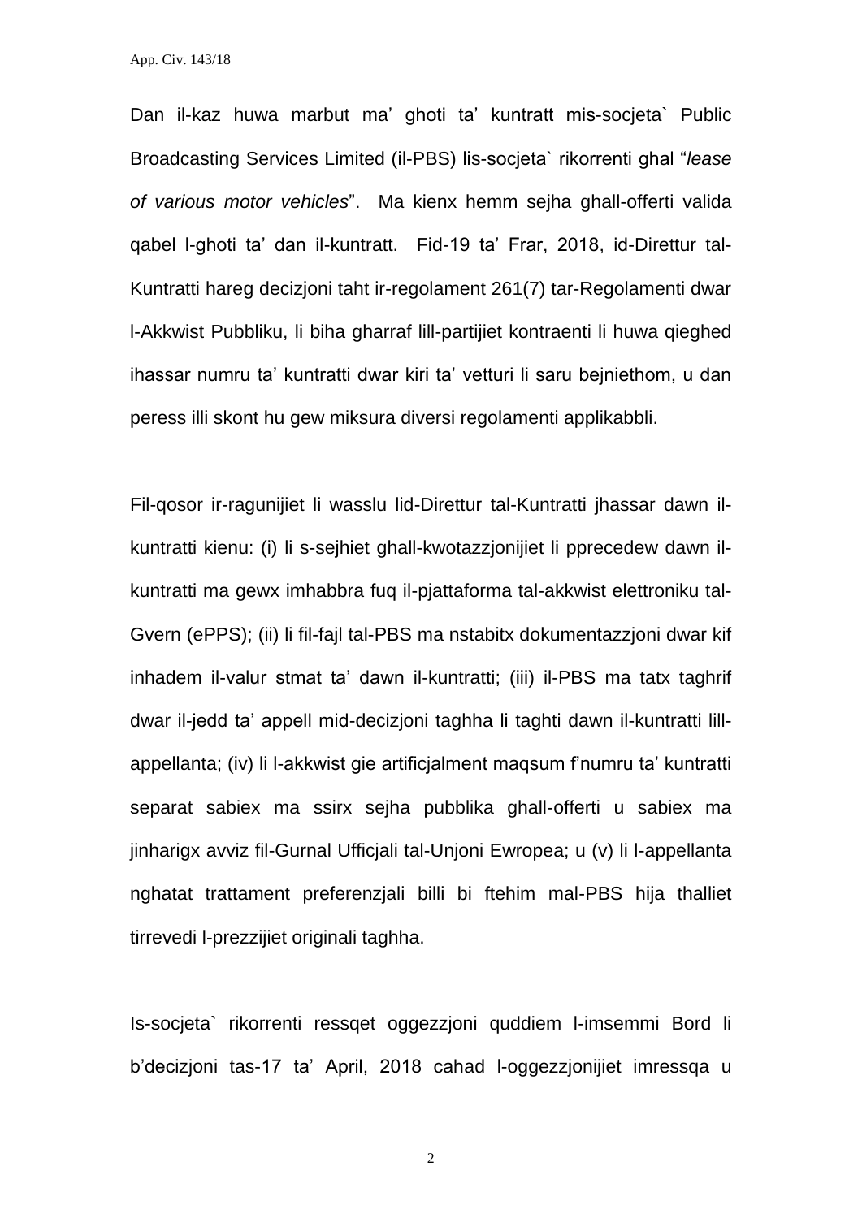Dan il-kaz huwa marbut ma’ ghoti ta’ kuntratt mis-socjeta` Public Broadcasting Services Limited (il-PBS) lis-socjeta` rikorrenti ghal “*lease of various motor vehicles*”. Ma kienx hemm sejha ghall-offerti valida qabel l-ghoti ta’ dan il-kuntratt. Fid-19 ta’ Frar, 2018, id-Direttur tal-Kuntratti hareg decizjoni taht ir-regolament 261(7) tar-Regolamenti dwar l-Akkwist Pubbliku, li biha gharraf lill-partijiet kontraenti li huwa qieghed ihassar numru ta’ kuntratti dwar kiri ta’ vetturi li saru bejniethom, u dan peress illi skont hu gew miksura diversi regolamenti applikabbli.

Fil-qosor ir-ragunijiet li wasslu lid-Direttur tal-Kuntratti jhassar dawn il-kuntratti kienu: (i) li s-sejhiet ghall-kwotazzjonijiet li pprecedew dawn il-kuntratti ma gewx imhabbra fuq il-pjattaforma tal-akkwist elettroniku tal-Gvern (ePPS); (ii) li fil-fajl tal-PBS ma nstabitx dokumentazzjoni dwar kif inhadem il-valur stmat ta’ dawn il-kuntratti; (iii) il-PBS ma tatx taghrif dwar il-jedd ta’ appell mid-decizjoni taghha li taghti dawn il-kuntratti lill-appellanta; (iv) li l-akkwist gie artificjalment maqsum f’numru ta’ kuntratti separat sabiex ma ssirx sejha pubblika ghall-offerti u sabiex ma jinharigx avviz fil-Gurnal Ufficjali tal-Unjoni Ewropea; u (v) li l-appellanta nghatat trattament preferenzjali billi bi ftehim mal-PBS hija thalliet tirrevedi l-prezzijiet originali taghha.

Is-socjeta` rikorrenti ressqet oggezzjoni quddiem l-imsemmi Bord li b’decizjoni tas-17 ta’ April, 2018 cahad l-oggezzjonijiet imressqa u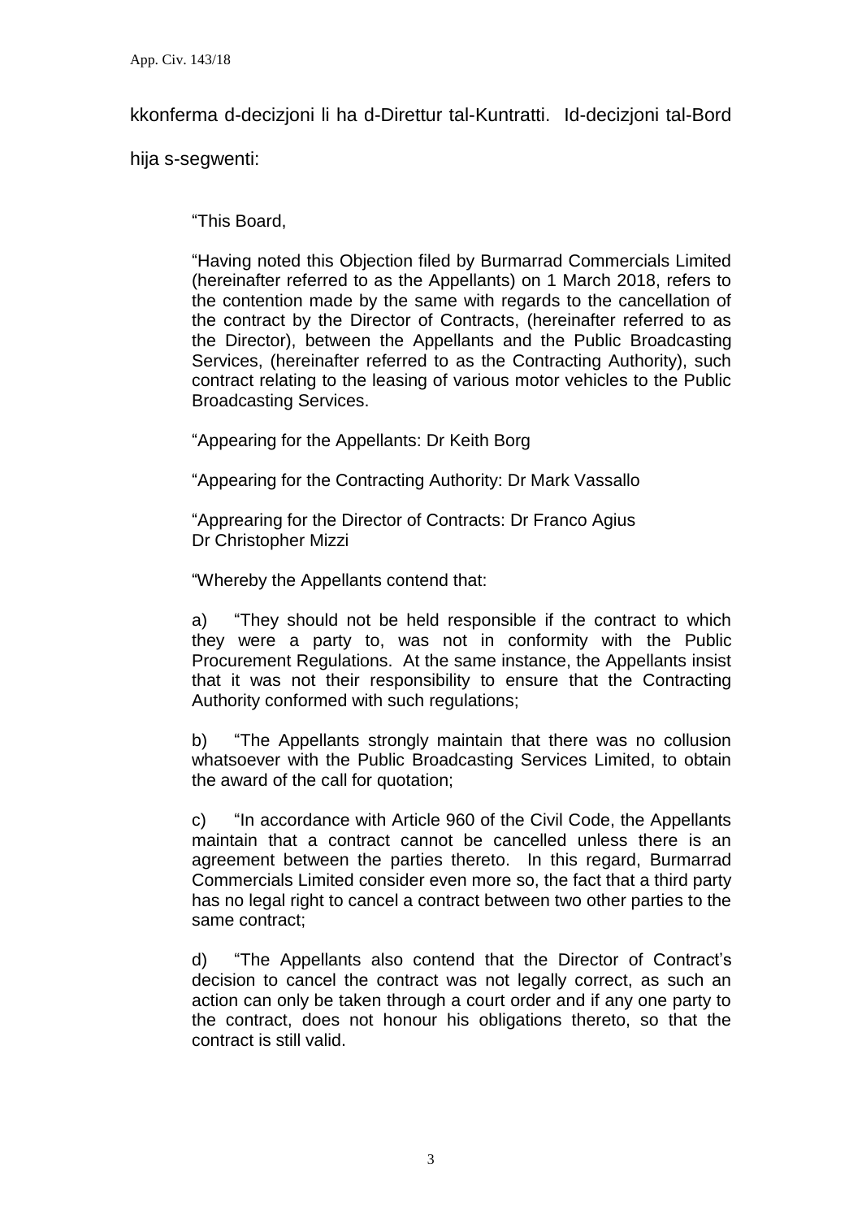kkonferma d-decizjoni li ha d-Direttur tal-Kuntratti. Id-decizjoni tal-Bord hija s-segwenti:

> "This Board,
>
> "Having noted this Objection filed by Burmarrad Commercials Limited (hereinafter referred to as the Appellants) on 1 March 2018, refers to the contention made by the same with regards to the cancellation of the contract by the Director of Contracts, (hereinafter referred to as the Director), between the Appellants and the Public Broadcasting Services, (hereinafter referred to as the Contracting Authority), such contract relating to the leasing of various motor vehicles to the Public Broadcasting Services.
>
> "Appearing for the Appellants: Dr Keith Borg
>
> "Appearing for the Contracting Authority: Dr Mark Vassallo
>
> "Apprearing for the Director of Contracts: Dr Franco Agius
> Dr Christopher Mizzi
>
> "Whereby the Appellants contend that:
>
> a) "They should not be held responsible if the contract to which they were a party to, was not in conformity with the Public Procurement Regulations. At the same instance, the Appellants insist that it was not their responsibility to ensure that the Contracting Authority conformed with such regulations;
>
> b) "The Appellants strongly maintain that there was no collusion whatsoever with the Public Broadcasting Services Limited, to obtain the award of the call for quotation;
>
> c) "In accordance with Article 960 of the Civil Code, the Appellants maintain that a contract cannot be cancelled unless there is an agreement between the parties thereto. In this regard, Burmarrad Commercials Limited consider even more so, the fact that a third party has no legal right to cancel a contract between two other parties to the same contract;
>
> d) "The Appellants also contend that the Director of Contract's decision to cancel the contract was not legally correct, as such an action can only be taken through a court order and if any one party to the contract, does not honour his obligations thereto, so that the contract is still valid.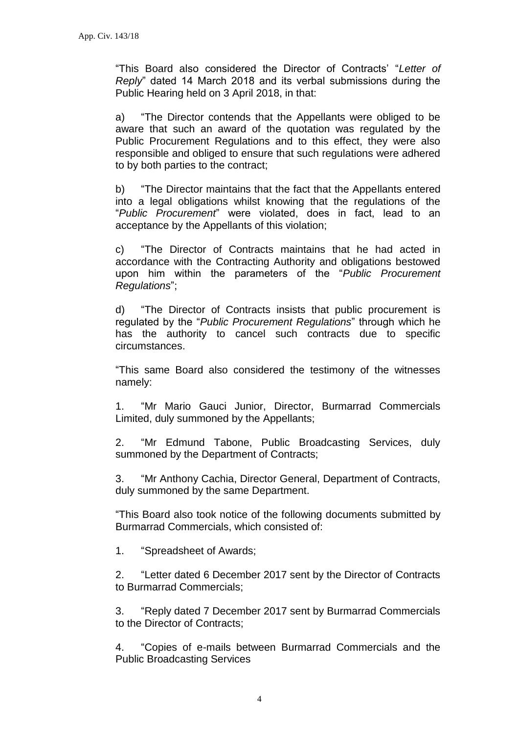"This Board also considered the Director of Contracts' "*Letter of Reply*" dated 14 March 2018 and its verbal submissions during the Public Hearing held on 3 April 2018, in that:

a) "The Director contends that the Appellants were obliged to be aware that such an award of the quotation was regulated by the Public Procurement Regulations and to this effect, they were also responsible and obliged to ensure that such regulations were adhered to by both parties to the contract;

b) "The Director maintains that the fact that the Appellants entered into a legal obligations whilst knowing that the regulations of the "*Public Procurement*" were violated, does in fact, lead to an acceptance by the Appellants of this violation;

c) "The Director of Contracts maintains that he had acted in accordance with the Contracting Authority and obligations bestowed upon him within the parameters of the "*Public Procurement Regulations*";

d) "The Director of Contracts insists that public procurement is regulated by the "*Public Procurement Regulations*" through which he has the authority to cancel such contracts due to specific circumstances.

"This same Board also considered the testimony of the witnesses namely:

1. "Mr Mario Gauci Junior, Director, Burmarrad Commercials Limited, duly summoned by the Appellants;

2. "Mr Edmund Tabone, Public Broadcasting Services, duly summoned by the Department of Contracts;

3. "Mr Anthony Cachia, Director General, Department of Contracts, duly summoned by the same Department.

"This Board also took notice of the following documents submitted by Burmarrad Commercials, which consisted of:

1. "Spreadsheet of Awards;

2. "Letter dated 6 December 2017 sent by the Director of Contracts to Burmarrad Commercials;

3. "Reply dated 7 December 2017 sent by Burmarrad Commercials to the Director of Contracts;

4. "Copies of e-mails between Burmarrad Commercials and the Public Broadcasting Services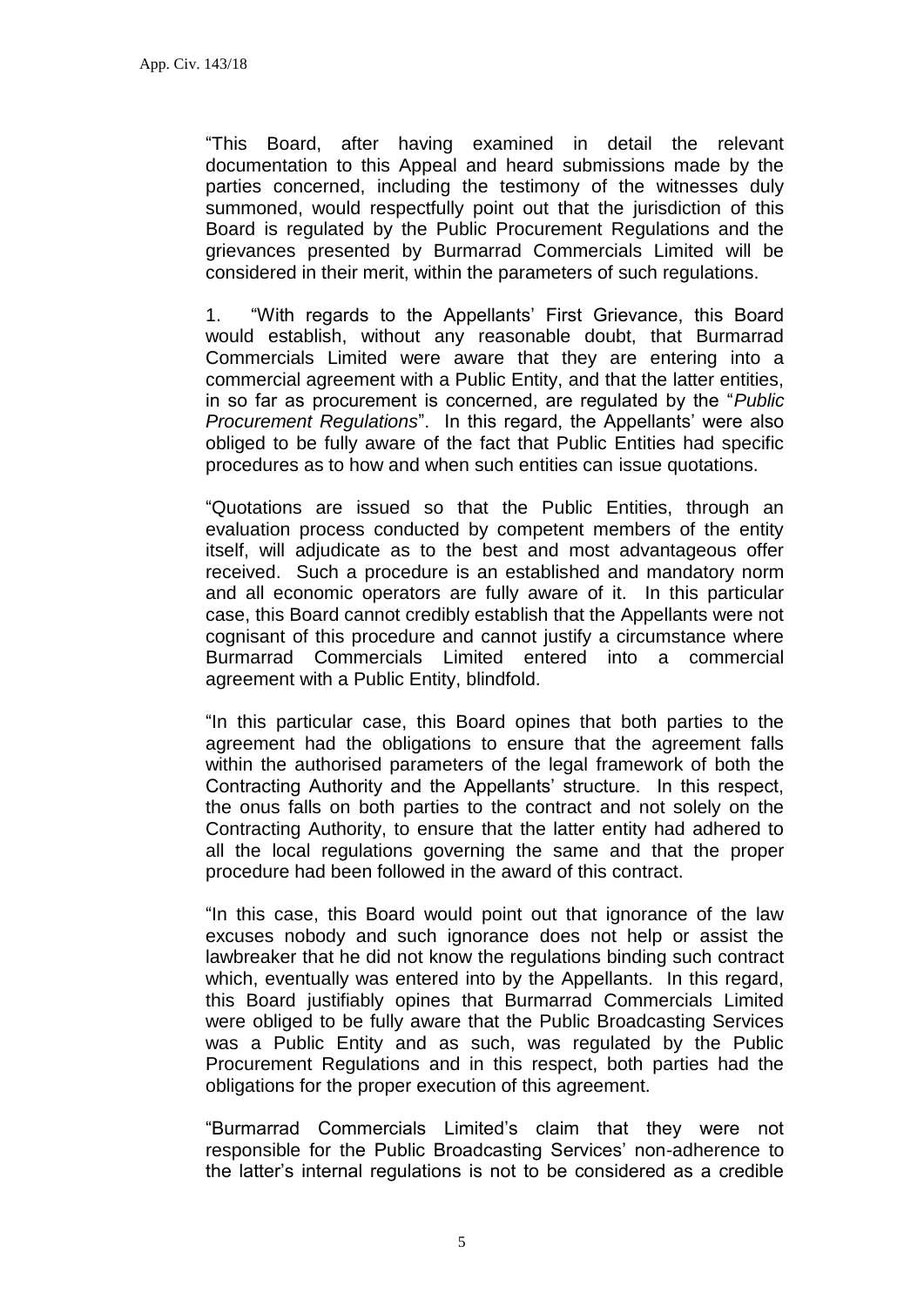"This Board, after having examined in detail the relevant documentation to this Appeal and heard submissions made by the parties concerned, including the testimony of the witnesses duly summoned, would respectfully point out that the jurisdiction of this Board is regulated by the Public Procurement Regulations and the grievances presented by Burmarrad Commercials Limited will be considered in their merit, within the parameters of such regulations.

1. "With regards to the Appellants' First Grievance, this Board would establish, without any reasonable doubt, that Burmarrad Commercials Limited were aware that they are entering into a commercial agreement with a Public Entity, and that the latter entities, in so far as procurement is concerned, are regulated by the "*Public Procurement Regulations*". In this regard, the Appellants' were also obliged to be fully aware of the fact that Public Entities had specific procedures as to how and when such entities can issue quotations.

"Quotations are issued so that the Public Entities, through an evaluation process conducted by competent members of the entity itself, will adjudicate as to the best and most advantageous offer received. Such a procedure is an established and mandatory norm and all economic operators are fully aware of it. In this particular case, this Board cannot credibly establish that the Appellants were not cognisant of this procedure and cannot justify a circumstance where Burmarrad Commercials Limited entered into a commercial agreement with a Public Entity, blindfold.

"In this particular case, this Board opines that both parties to the agreement had the obligations to ensure that the agreement falls within the authorised parameters of the legal framework of both the Contracting Authority and the Appellants' structure. In this respect, the onus falls on both parties to the contract and not solely on the Contracting Authority, to ensure that the latter entity had adhered to all the local regulations governing the same and that the proper procedure had been followed in the award of this contract.

"In this case, this Board would point out that ignorance of the law excuses nobody and such ignorance does not help or assist the lawbreaker that he did not know the regulations binding such contract which, eventually was entered into by the Appellants. In this regard, this Board justifiably opines that Burmarrad Commercials Limited were obliged to be fully aware that the Public Broadcasting Services was a Public Entity and as such, was regulated by the Public Procurement Regulations and in this respect, both parties had the obligations for the proper execution of this agreement.

"Burmarrad Commercials Limited's claim that they were not responsible for the Public Broadcasting Services' non-adherence to the latter's internal regulations is not to be considered as a credible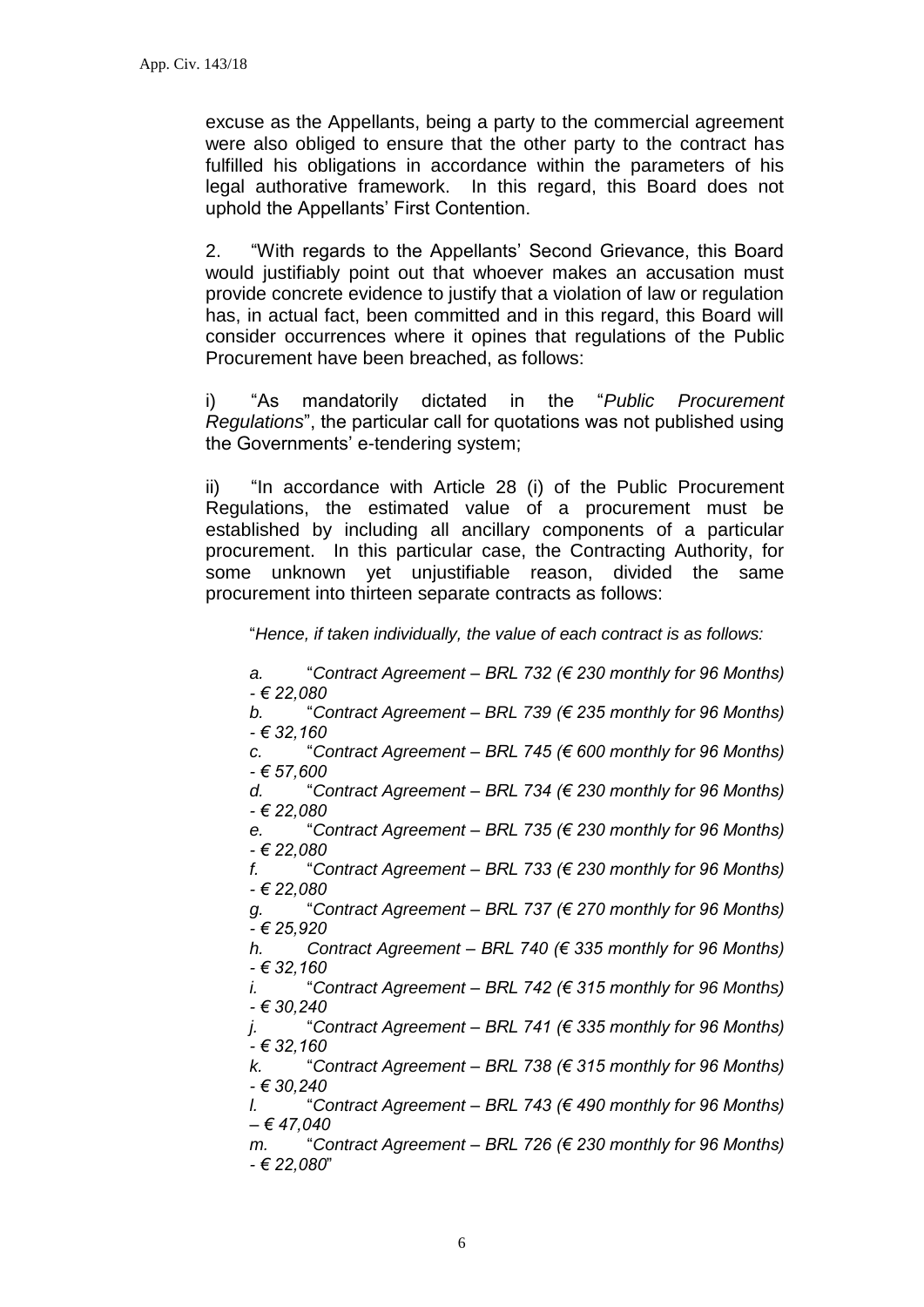excuse as the Appellants, being a party to the commercial agreement were also obliged to ensure that the other party to the contract has fulfilled his obligations in accordance within the parameters of his legal authorative framework. In this regard, this Board does not uphold the Appellants' First Contention.

2. "With regards to the Appellants' Second Grievance, this Board would justifiably point out that whoever makes an accusation must provide concrete evidence to justify that a violation of law or regulation has, in actual fact, been committed and in this regard, this Board will consider occurrences where it opines that regulations of the Public Procurement have been breached, as follows:

i) "As mandatorily dictated in the "*Public Procurement Regulations*", the particular call for quotations was not published using the Governments' e-tendering system;

ii) "In accordance with Article 28 (i) of the Public Procurement Regulations, the estimated value of a procurement must be established by including all ancillary components of a particular procurement. In this particular case, the Contracting Authority, for some unknown yet unjustifiable reason, divided the same procurement into thirteen separate contracts as follows:

"*Hence, if taken individually, the value of each contract is as follows:*

*a.* "*Contract Agreement – BRL 732 (€ 230 monthly for 96 Months) - € 22,080*

*b.* "*Contract Agreement – BRL 739 (€ 235 monthly for 96 Months) - € 32,160*

*c.* "*Contract Agreement – BRL 745 (€ 600 monthly for 96 Months) - € 57,600*

*d.* "*Contract Agreement – BRL 734 (€ 230 monthly for 96 Months) - € 22,080*

*e.* "*Contract Agreement – BRL 735 (€ 230 monthly for 96 Months) - € 22,080*

*f.* "*Contract Agreement – BRL 733 (€ 230 monthly for 96 Months) - € 22,080*

*g.* "*Contract Agreement – BRL 737 (€ 270 monthly for 96 Months) - € 25,920*

*h.* *Contract Agreement – BRL 740 (€ 335 monthly for 96 Months) - € 32,160*

*i.* "*Contract Agreement – BRL 742 (€ 315 monthly for 96 Months) - € 30,240*

*j.* "*Contract Agreement – BRL 741 (€ 335 monthly for 96 Months) - € 32,160*

*k.* "*Contract Agreement – BRL 738 (€ 315 monthly for 96 Months) - € 30,240*

*l.* "*Contract Agreement – BRL 743 (€ 490 monthly for 96 Months) – € 47,040*

*m.* "*Contract Agreement – BRL 726 (€ 230 monthly for 96 Months) - € 22,080*"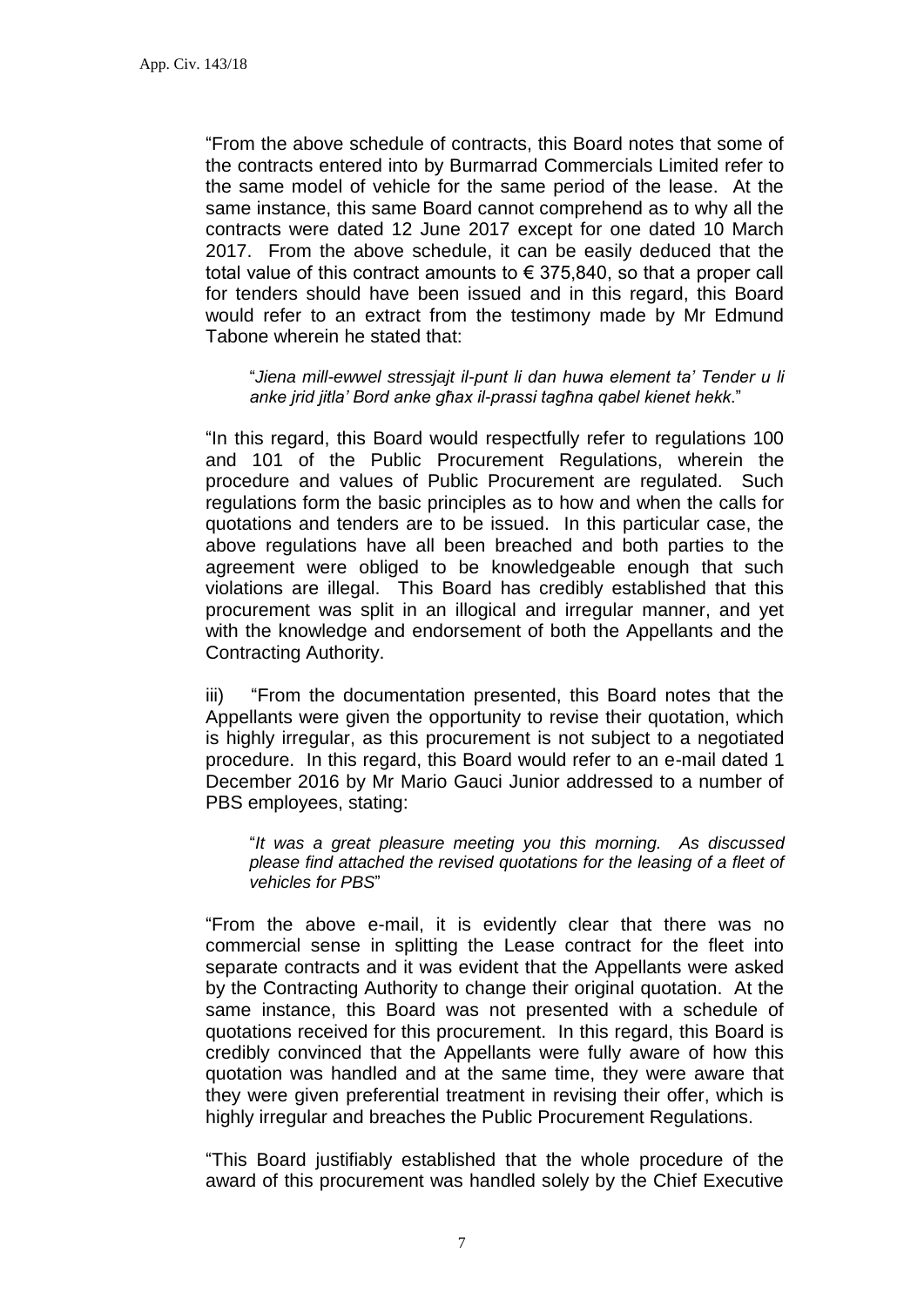"From the above schedule of contracts, this Board notes that some of the contracts entered into by Burmarrad Commercials Limited refer to the same model of vehicle for the same period of the lease. At the same instance, this same Board cannot comprehend as to why all the contracts were dated 12 June 2017 except for one dated 10 March 2017. From the above schedule, it can be easily deduced that the total value of this contract amounts to € 375,840, so that a proper call for tenders should have been issued and in this regard, this Board would refer to an extract from the testimony made by Mr Edmund Tabone wherein he stated that:

> "*Jiena mill-ewwel stressjajt il-punt li dan huwa element ta' Tender u li anke jrid jitla' Bord anke għax il-prassi tagħna qabel kienet hekk.*"

"In this regard, this Board would respectfully refer to regulations 100 and 101 of the Public Procurement Regulations, wherein the procedure and values of Public Procurement are regulated. Such regulations form the basic principles as to how and when the calls for quotations and tenders are to be issued. In this particular case, the above regulations have all been breached and both parties to the agreement were obliged to be knowledgeable enough that such violations are illegal. This Board has credibly established that this procurement was split in an illogical and irregular manner, and yet with the knowledge and endorsement of both the Appellants and the Contracting Authority.

iii) "From the documentation presented, this Board notes that the Appellants were given the opportunity to revise their quotation, which is highly irregular, as this procurement is not subject to a negotiated procedure. In this regard, this Board would refer to an e-mail dated 1 December 2016 by Mr Mario Gauci Junior addressed to a number of PBS employees, stating:

> "*It was a great pleasure meeting you this morning. As discussed please find attached the revised quotations for the leasing of a fleet of vehicles for PBS*"

"From the above e-mail, it is evidently clear that there was no commercial sense in splitting the Lease contract for the fleet into separate contracts and it was evident that the Appellants were asked by the Contracting Authority to change their original quotation. At the same instance, this Board was not presented with a schedule of quotations received for this procurement. In this regard, this Board is credibly convinced that the Appellants were fully aware of how this quotation was handled and at the same time, they were aware that they were given preferential treatment in revising their offer, which is highly irregular and breaches the Public Procurement Regulations.

"This Board justifiably established that the whole procedure of the award of this procurement was handled solely by the Chief Executive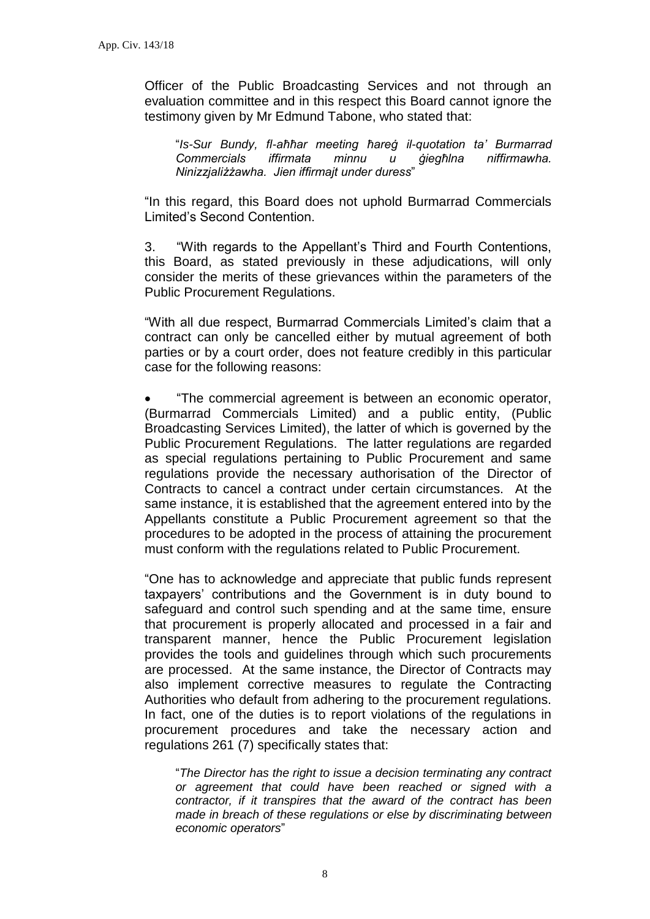Officer of the Public Broadcasting Services and not through an evaluation committee and in this respect this Board cannot ignore the testimony given by Mr Edmund Tabone, who stated that:

> "*Is-Sur Bundy, fl-aħħar meeting ħareġ il-quotation ta' Burmarrad Commercials iffirmata minnu u ġiegħlna niffirmawha. Ninizzjalizżawha. Jien iffirmajt under duress*"

"In this regard, this Board does not uphold Burmarrad Commercials Limited's Second Contention.

3. "With regards to the Appellant's Third and Fourth Contentions, this Board, as stated previously in these adjudications, will only consider the merits of these grievances within the parameters of the Public Procurement Regulations.

"With all due respect, Burmarrad Commercials Limited's claim that a contract can only be cancelled either by mutual agreement of both parties or by a court order, does not feature credibly in this particular case for the following reasons:

- "The commercial agreement is between an economic operator, (Burmarrad Commercials Limited) and a public entity, (Public Broadcasting Services Limited), the latter of which is governed by the Public Procurement Regulations. The latter regulations are regarded as special regulations pertaining to Public Procurement and same regulations provide the necessary authorisation of the Director of Contracts to cancel a contract under certain circumstances. At the same instance, it is established that the agreement entered into by the Appellants constitute a Public Procurement agreement so that the procedures to be adopted in the process of attaining the procurement must conform with the regulations related to Public Procurement.

"One has to acknowledge and appreciate that public funds represent taxpayers' contributions and the Government is in duty bound to safeguard and control such spending and at the same time, ensure that procurement is properly allocated and processed in a fair and transparent manner, hence the Public Procurement legislation provides the tools and guidelines through which such procurements are processed. At the same instance, the Director of Contracts may also implement corrective measures to regulate the Contracting Authorities who default from adhering to the procurement regulations. In fact, one of the duties is to report violations of the regulations in procurement procedures and take the necessary action and regulations 261 (7) specifically states that:

> "*The Director has the right to issue a decision terminating any contract or agreement that could have been reached or signed with a contractor, if it transpires that the award of the contract has been made in breach of these regulations or else by discriminating between economic operators*"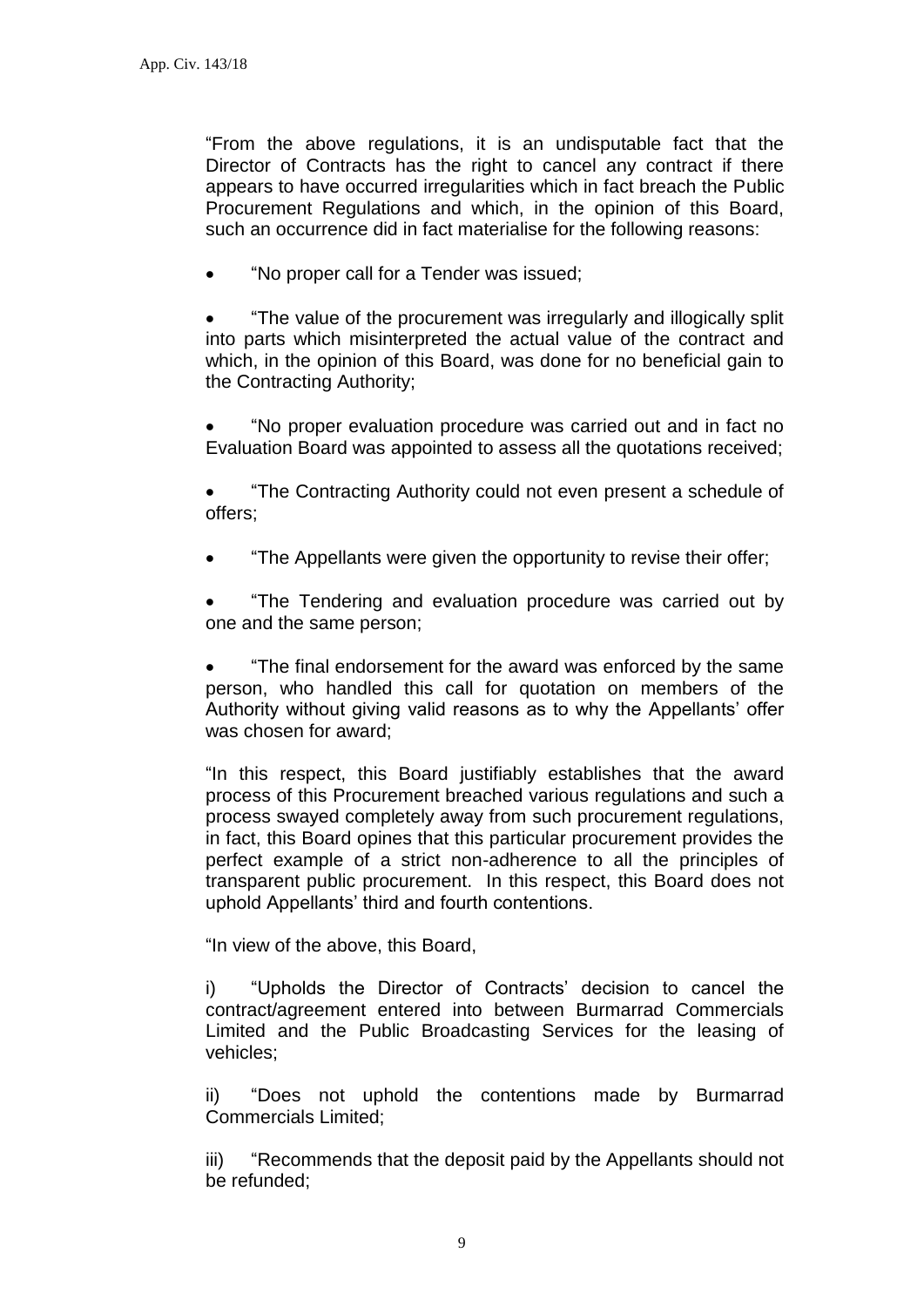"From the above regulations, it is an undisputable fact that the Director of Contracts has the right to cancel any contract if there appears to have occurred irregularities which in fact breach the Public Procurement Regulations and which, in the opinion of this Board, such an occurrence did in fact materialise for the following reasons:

- "No proper call for a Tender was issued;
- "The value of the procurement was irregularly and illogically split into parts which misinterpreted the actual value of the contract and which, in the opinion of this Board, was done for no beneficial gain to the Contracting Authority;
- "No proper evaluation procedure was carried out and in fact no Evaluation Board was appointed to assess all the quotations received;
- "The Contracting Authority could not even present a schedule of offers;
- "The Appellants were given the opportunity to revise their offer;
- "The Tendering and evaluation procedure was carried out by one and the same person;
- "The final endorsement for the award was enforced by the same person, who handled this call for quotation on members of the Authority without giving valid reasons as to why the Appellants' offer was chosen for award;

"In this respect, this Board justifiably establishes that the award process of this Procurement breached various regulations and such a process swayed completely away from such procurement regulations, in fact, this Board opines that this particular procurement provides the perfect example of a strict non-adherence to all the principles of transparent public procurement. In this respect, this Board does not uphold Appellants' third and fourth contentions.

"In view of the above, this Board,

i) "Upholds the Director of Contracts' decision to cancel the contract/agreement entered into between Burmarrad Commercials Limited and the Public Broadcasting Services for the leasing of vehicles;

ii) "Does not uphold the contentions made by Burmarrad Commercials Limited;

iii) "Recommends that the deposit paid by the Appellants should not be refunded;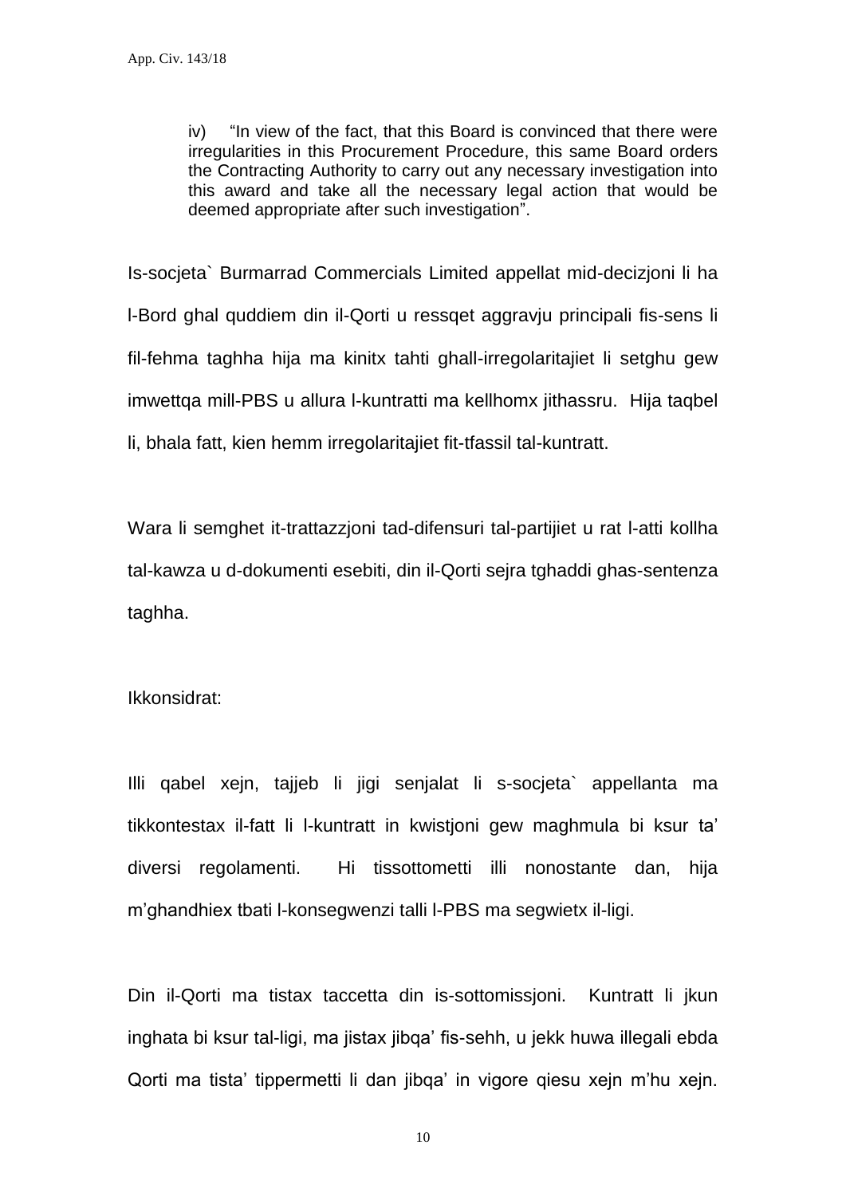> iv) "In view of the fact, that this Board is convinced that there were irregularities in this Procurement Procedure, this same Board orders the Contracting Authority to carry out any necessary investigation into this award and take all the necessary legal action that would be deemed appropriate after such investigation".

Is-socjeta` Burmarrad Commercials Limited appellat mid-decizjoni li ha l-Bord ghal quddiem din il-Qorti u ressqet aggravju principali fis-sens li fil-fehma taghha hija ma kinitx tahti ghall-irregolaritajiet li setghu gew imwettqa mill-PBS u allura l-kuntratti ma kellhomx jithassru. Hija taqbel li, bhala fatt, kien hemm irregolaritajiet fit-tfassil tal-kuntratt.

Wara li semghet it-trattazzjoni tad-difensuri tal-partijiet u rat l-atti kollha tal-kawza u d-dokumenti esebiti, din il-Qorti sejra tghaddi ghas-sentenza taghha.

Ikkonsidrat:

Illi qabel xejn, tajjeb li jigi senjalat li s-socjeta` appellanta ma tikkontestax il-fatt li l-kuntratt in kwistjoni gew maghmula bi ksur ta' diversi regolamenti. Hi tissottometti illi nonostante dan, hija m'ghandhiex tbati l-konsegwenzi talli l-PBS ma segwietx il-ligi.

Din il-Qorti ma tistax taccetta din is-sottomissjoni. Kuntratt li jkun inghata bi ksur tal-ligi, ma jistax jibqa' fis-sehh, u jekk huwa illegali ebda Qorti ma tista' tippermetti li dan jibqa' in vigore qiesu xejn m'hu xejn.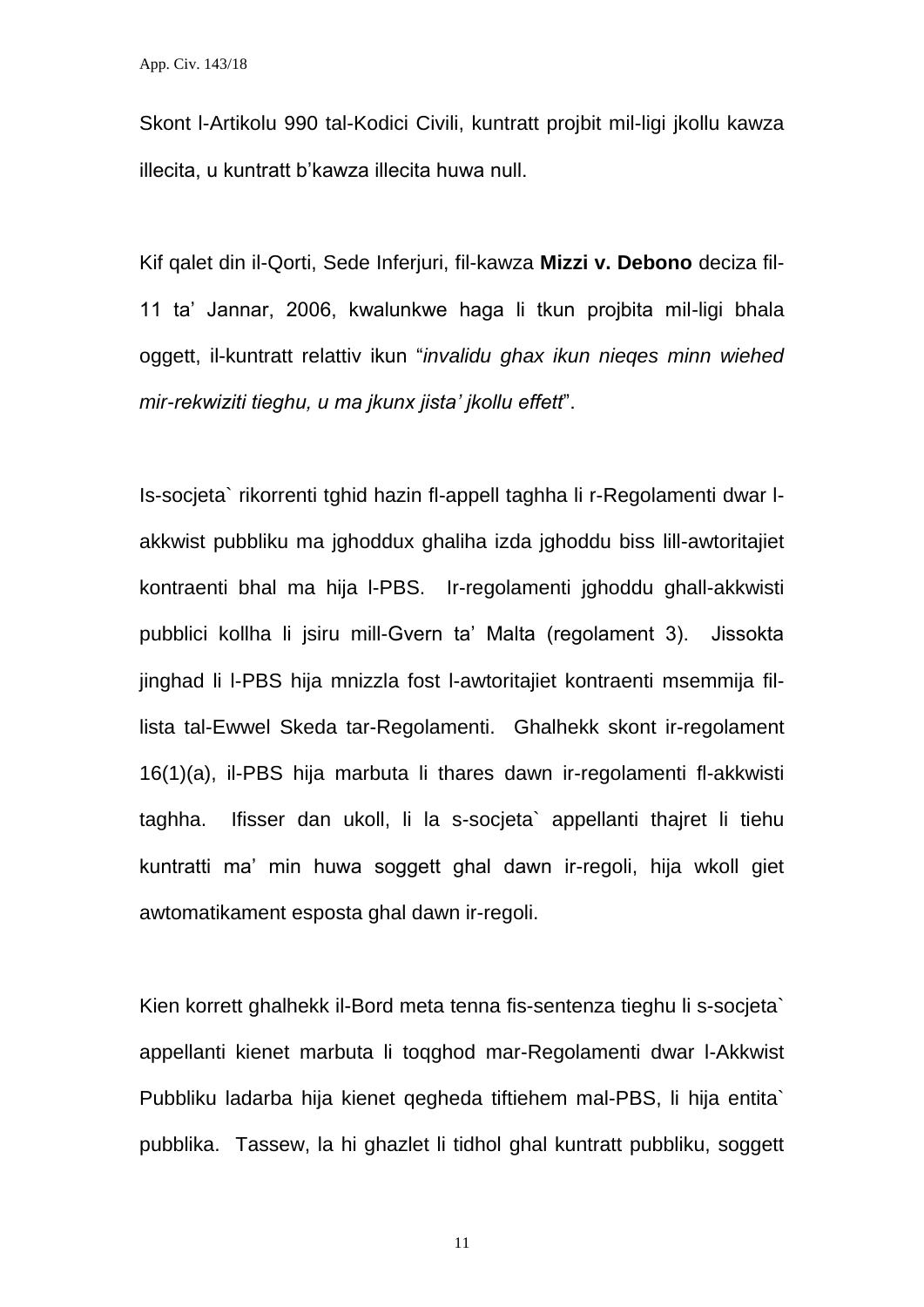Skont l-Artikolu 990 tal-Kodici Civili, kuntratt projbit mil-ligi jkollu kawza illecita, u kuntratt b'kawza illecita huwa null.

Kif qalet din il-Qorti, Sede Inferjuri, fil-kawza **Mizzi v. Debono** deciza fil-11 ta' Jannar, 2006, kwalunkwe haga li tkun projbita mil-ligi bhala oggett, il-kuntratt relattiv ikun "*invalidu ghax ikun nieqes minn wiehed mir-rekwiziti tieghu, u ma jkunx jista' jkollu effett*".

Is-socjeta` rikorrenti tghid hazin fl-appell taghha li r-Regolamenti dwar l-akkwist pubbliku ma jghoddux ghaliha izda jghoddu biss lill-awtoritajiet kontraenti bhal ma hija l-PBS. Ir-regolamenti jghoddu ghall-akkwisti pubblici kollha li jsiru mill-Gvern ta' Malta (regolament 3). Jissokta jinghad li l-PBS hija mnizzla fost l-awtoritajiet kontraenti msemmija fil-lista tal-Ewwel Skeda tar-Regolamenti. Ghalhekk skont ir-regolament 16(1)(a), il-PBS hija marbuta li thares dawn ir-regolamenti fl-akkwisti taghha. Ifisser dan ukoll, li la s-socjeta` appellanti thajret li tiehu kuntratti ma' min huwa soggett ghal dawn ir-regoli, hija wkoll giet awtomatikament esposta ghal dawn ir-regoli.

Kien korrett ghalhekk il-Bord meta tenna fis-sentenza tieghu li s-socjeta` appellanti kienet marbuta li toqghod mar-Regolamenti dwar l-Akkwist Pubbliku ladarba hija kienet qegheda tiftiehem mal-PBS, li hija entita` pubblika. Tassew, la hi ghazlet li tidhol ghal kuntratt pubbliku, soggett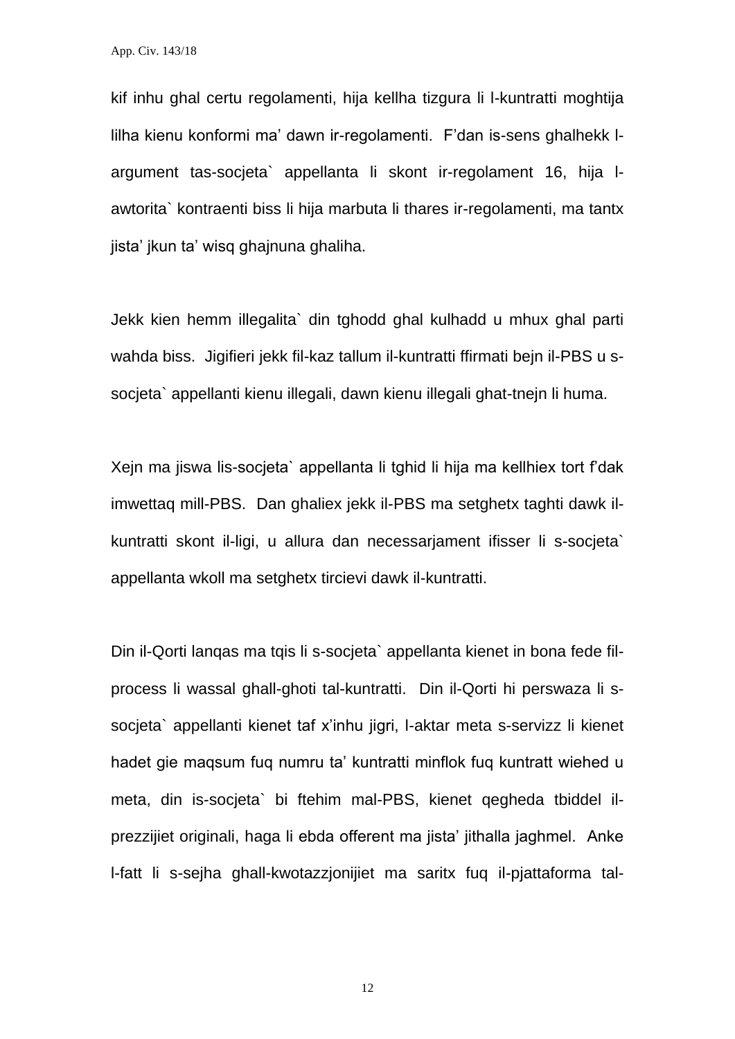kif inhu ghal certu regolamenti, hija kellha tizgura li l-kuntratti moghtija lilha kienu konformi ma' dawn ir-regolamenti. F'dan is-sens ghalhekk l-argument tas-socjeta` appellanta li skont ir-regolament 16, hija l-awtorita` kontraenti biss li hija marbuta li thares ir-regolamenti, ma tantx jista' jkun ta' wisq ghajnuna ghaliha.

Jekk kien hemm illegalita` din tghodd ghal kulhadd u mhux ghal parti wahda biss. Jigifieri jekk fil-kaz tallum il-kuntratti ffirmati bejn il-PBS u s-socjeta` appellanti kienu illegali, dawn kienu illegali ghat-tnejn li huma.

Xejn ma jiswa lis-socjeta` appellanta li tghid li hija ma kellhiex tort f'dak imwettaq mill-PBS. Dan ghaliex jekk il-PBS ma setghetx taghti dawk il-kuntratti skont il-ligi, u allura dan necessarjament ifisser li s-socjeta` appellanta wkoll ma setghetx tircievi dawk il-kuntratti.

Din il-Qorti lanqas ma tqis li s-socjeta` appellanta kienet in bona fede fil-process li wassal ghall-ghoti tal-kuntratti. Din il-Qorti hi perswaza li s-socjeta` appellanti kienet taf x'inhu jigri, l-aktar meta s-servizz li kienet hadet gie maqsum fuq numru ta' kuntratti minflok fuq kuntratt wiehed u meta, din is-socjeta` bi ftehim mal-PBS, kienet qegheda tbiddel il-prezzijiet originali, haga li ebda offerent ma jista' jithalla jaghmel. Anke l-fatt li s-sejha ghall-kwotazzjonijiet ma saritx fuq il-pjattaforma tal-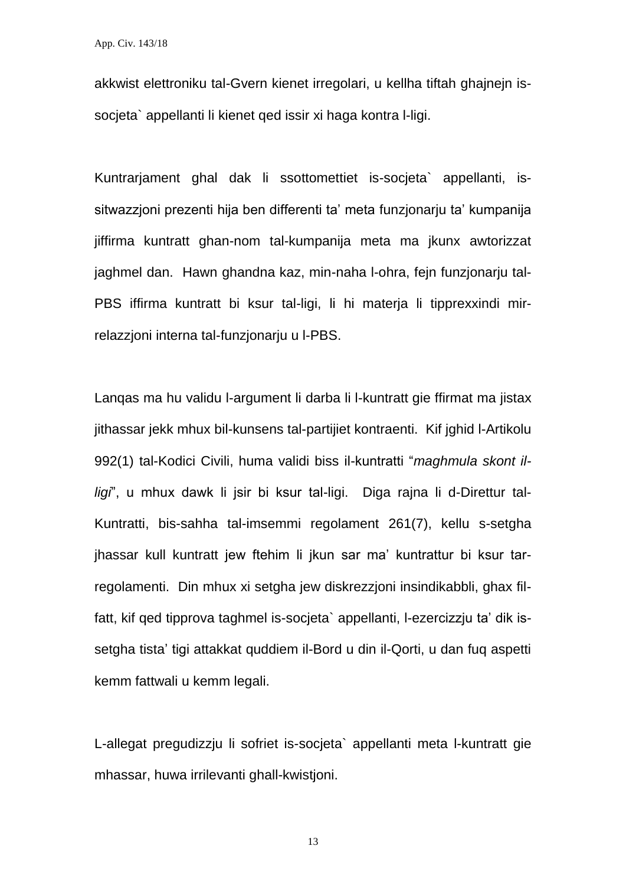akkwist elettroniku tal-Gvern kienet irregolari, u kellha tiftah ghajnejn is-socjeta` appellanti li kienet qed issir xi haga kontra l-ligi.

Kuntrarjament ghal dak li ssottomettiet is-socjeta` appellanti, is-sitwazzjoni prezenti hija ben differenti ta' meta funzjonarju ta' kumpanija jiffirma kuntratt ghan-nom tal-kumpanija meta ma jkunx awtorizzat jaghmel dan. Hawn ghandna kaz, min-naha l-ohra, fejn funzjonarju tal-PBS iffirma kuntratt bi ksur tal-ligi, li hi materja li tipprexxindi mir-relazzjoni interna tal-funzjonarju u l-PBS.

Lanqas ma hu validu l-argument li darba li l-kuntratt gie ffirmat ma jistax jithassar jekk mhux bil-kunsens tal-partijiet kontraenti. Kif jghid l-Artikolu 992(1) tal-Kodici Civili, huma validi biss il-kuntratti "*maghmula skont il-ligi*", u mhux dawk li jsir bi ksur tal-ligi. Diga rajna li d-Direttur tal-Kuntratti, bis-sahha tal-imsemmi regolament 261(7), kellu s-setgha jhassar kull kuntratt jew ftehim li jkun sar ma' kuntrattur bi ksur tar-regolamenti. Din mhux xi setgha jew diskrezzjoni insindikabbli, ghax fil-fatt, kif qed tipprova taghmel is-socjeta` appellanti, l-ezercizzju ta' dik is-setgha tista' tigi attakkat quddiem il-Bord u din il-Qorti, u dan fuq aspetti kemm fattwali u kemm legali.

L-allegat pregudizzju li sofriet is-socjeta` appellanti meta l-kuntratt gie mhassar, huwa irrilevanti ghall-kwistjoni.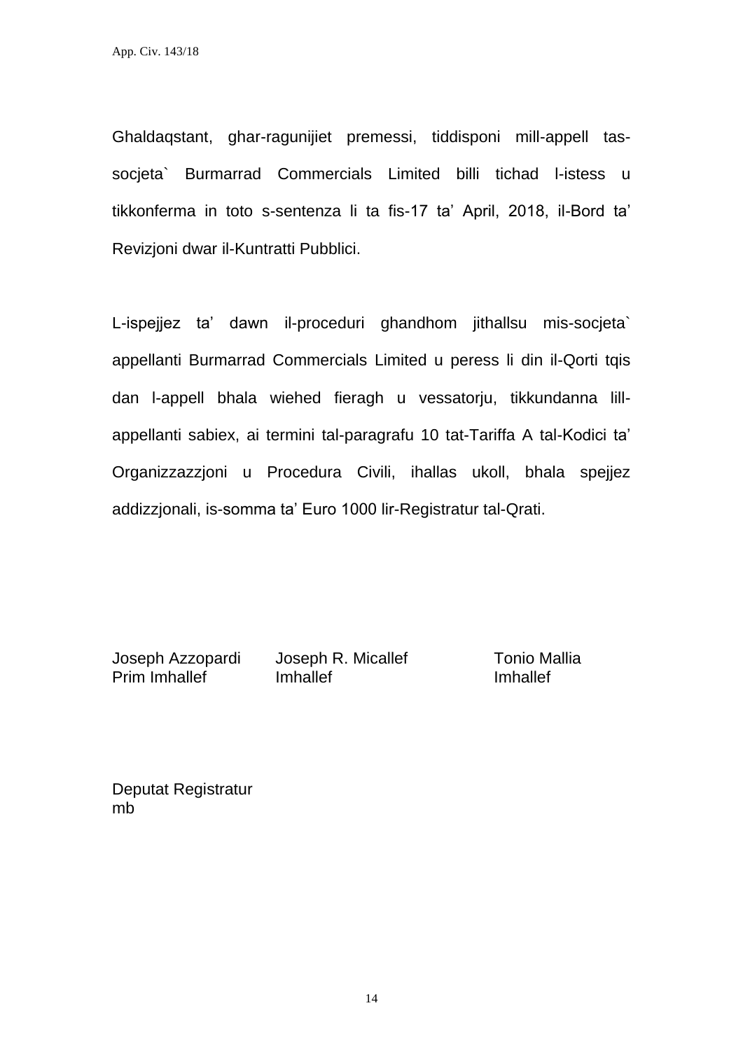Ghaldaqstant, ghar-ragunijiet premessi, tiddisponi mill-appell tas-socjeta` Burmarrad Commercials Limited billi tichad l-istess u tikkonferma in toto s-sentenza li ta fis-17 ta' April, 2018, il-Bord ta' Revizjoni dwar il-Kuntratti Pubblici.

L-ispejjez ta' dawn il-proceduri ghandhom jithallsu mis-socjeta` appellanti Burmarrad Commercials Limited u peress li din il-Qorti tqis dan l-appell bhala wiehed fieragh u vessatorju, tikkundanna lill-appellanti sabiex, ai termini tal-paragrafu 10 tat-Tariffa A tal-Kodici ta' Organizzazzjoni u Procedura Civili, ihallas ukoll, bhala spejjez addizzjonali, is-somma ta' Euro 1000 lir-Registratur tal-Qrati.

| | | |
|---|---|---|
| Joseph Azzopardi<br>Prim Imhallef | Joseph R. Micallef<br>Imhallef | Tonio Mallia<br>Imhallef |

Deputat Registratur
mb